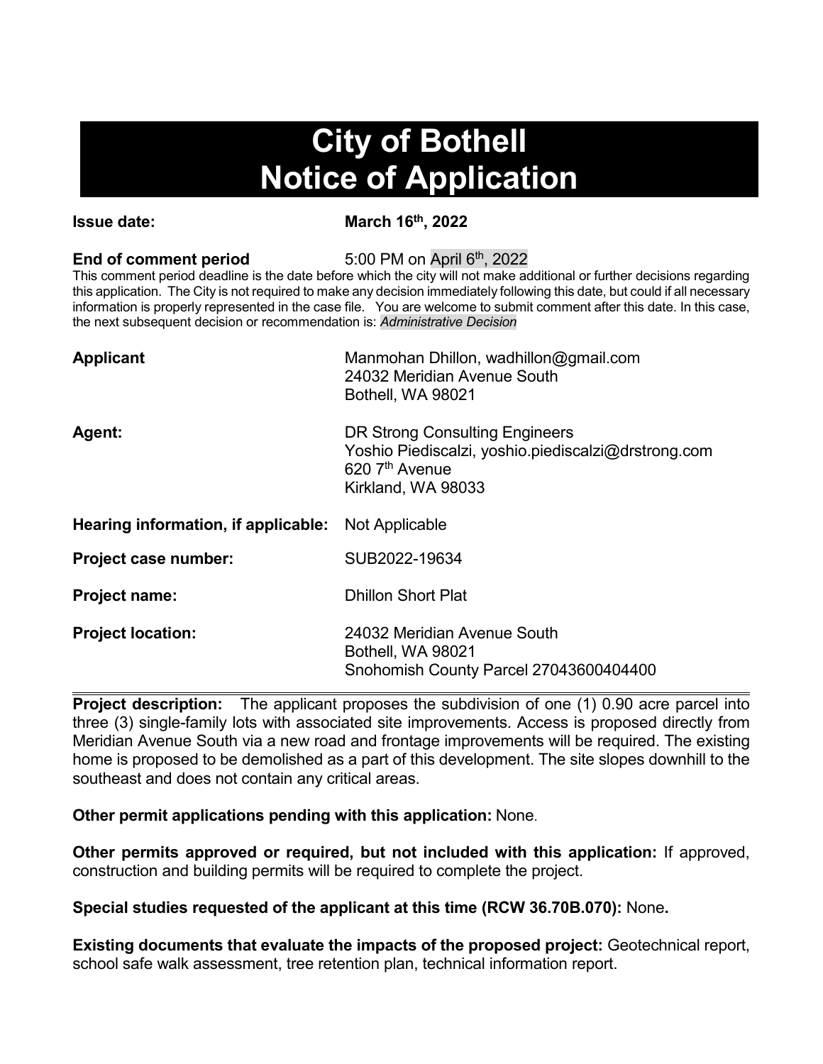# City of Bothell
# Notice of Application

**Issue date:** **March 16th, 2022**

**End of comment period** 5:00 PM on April 6th, 2022

This comment period deadline is the date before which the city will not make additional or further decisions regarding this application. The City is not required to make any decision immediately following this date, but could if all necessary information is properly represented in the case file. You are welcome to submit comment after this date. In this case, the next subsequent decision or recommendation is: *Administrative Decision*

**Applicant** Manmohan Dhillon, wadhillon@gmail.com
24032 Meridian Avenue South
Bothell, WA 98021

**Agent:** DR Strong Consulting Engineers
Yoshio Piediscalzi, yoshio.piediscalzi@drstrong.com
620 7th Avenue
Kirkland, WA 98033

**Hearing information, if applicable:** Not Applicable

**Project case number:** SUB2022-19634

**Project name:** Dhillon Short Plat

**Project location:** 24032 Meridian Avenue South
Bothell, WA 98021
Snohomish County Parcel 27043600404400

---

**Project description:** The applicant proposes the subdivision of one (1) 0.90 acre parcel into three (3) single-family lots with associated site improvements. Access is proposed directly from Meridian Avenue South via a new road and frontage improvements will be required. The existing home is proposed to be demolished as a part of this development. The site slopes downhill to the southeast and does not contain any critical areas.

**Other permit applications pending with this application:** None.

**Other permits approved or required, but not included with this application:** If approved, construction and building permits will be required to complete the project.

**Special studies requested of the applicant at this time (RCW 36.70B.070):** None**.**

**Existing documents that evaluate the impacts of the proposed project:** Geotechnical report, school safe walk assessment, tree retention plan, technical information report.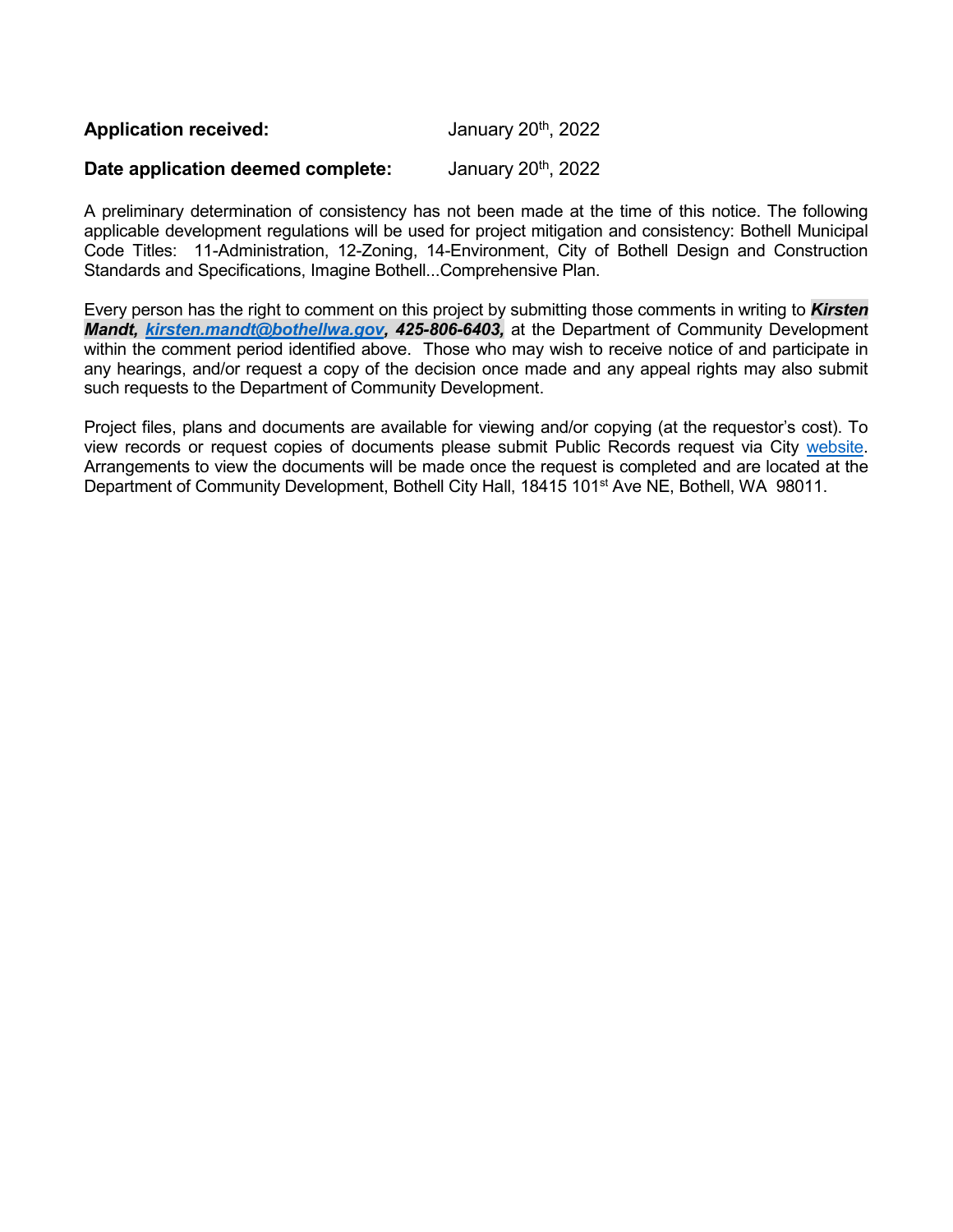**Application received:** January 20th, 2022

**Date application deemed complete:** January 20th, 2022

A preliminary determination of consistency has not been made at the time of this notice. The following applicable development regulations will be used for project mitigation and consistency: Bothell Municipal Code Titles: 11-Administration, 12-Zoning, 14-Environment, City of Bothell Design and Construction Standards and Specifications, Imagine Bothell...Comprehensive Plan.

Every person has the right to comment on this project by submitting those comments in writing to ***Kirsten Mandt, [kirsten.mandt@bothellwa.gov](mailto:kirsten.mandt@bothellwa.gov), 425-806-6403,*** at the Department of Community Development within the comment period identified above. Those who may wish to receive notice of and participate in any hearings, and/or request a copy of the decision once made and any appeal rights may also submit such requests to the Department of Community Development.

Project files, plans and documents are available for viewing and/or copying (at the requestor's cost). To view records or request copies of documents please submit Public Records request via City website. Arrangements to view the documents will be made once the request is completed and are located at the Department of Community Development, Bothell City Hall, 18415 101st Ave NE, Bothell, WA 98011.